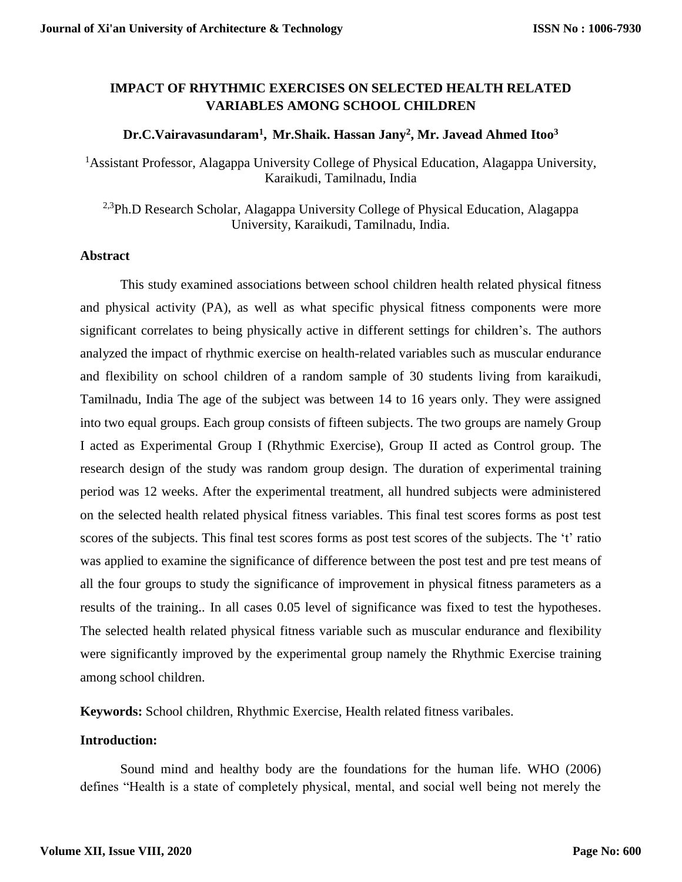# IMPACT OF RHYTHMIC EXERCISES ON SELECTED HEALTH RELATED VARIABLES AMONG SCHOOL CHILDREN

**Dr.C.Vairavasundaram[1], Mr.Shaik. Hassan Jany[2], Mr. Javead Ahmed Itoo[3]**

[1]Assistant Professor, Alagappa University College of Physical Education, Alagappa University, Karaikudi, Tamilnadu, India

[2,3]Ph.D Research Scholar, Alagappa University College of Physical Education, Alagappa University, Karaikudi, Tamilnadu, India.

## Abstract

This study examined associations between school children health related physical fitness and physical activity (PA), as well as what specific physical fitness components were more significant correlates to being physically active in different settings for children's. The authors analyzed the impact of rhythmic exercise on health-related variables such as muscular endurance and flexibility on school children of a random sample of 30 students living from karaikudi, Tamilnadu, India The age of the subject was between 14 to 16 years only. They were assigned into two equal groups. Each group consists of fifteen subjects. The two groups are namely Group I acted as Experimental Group I (Rhythmic Exercise), Group II acted as Control group. The research design of the study was random group design. The duration of experimental training period was 12 weeks. After the experimental treatment, all hundred subjects were administered on the selected health related physical fitness variables. This final test scores forms as post test scores of the subjects. This final test scores forms as post test scores of the subjects. The 't' ratio was applied to examine the significance of difference between the post test and pre test means of all the four groups to study the significance of improvement in physical fitness parameters as a results of the training.. In all cases 0.05 level of significance was fixed to test the hypotheses. The selected health related physical fitness variable such as muscular endurance and flexibility were significantly improved by the experimental group namely the Rhythmic Exercise training among school children.

**Keywords:** School children, Rhythmic Exercise, Health related fitness varibales.

## Introduction:

Sound mind and healthy body are the foundations for the human life. WHO (2006) defines "Health is a state of completely physical, mental, and social well being not merely the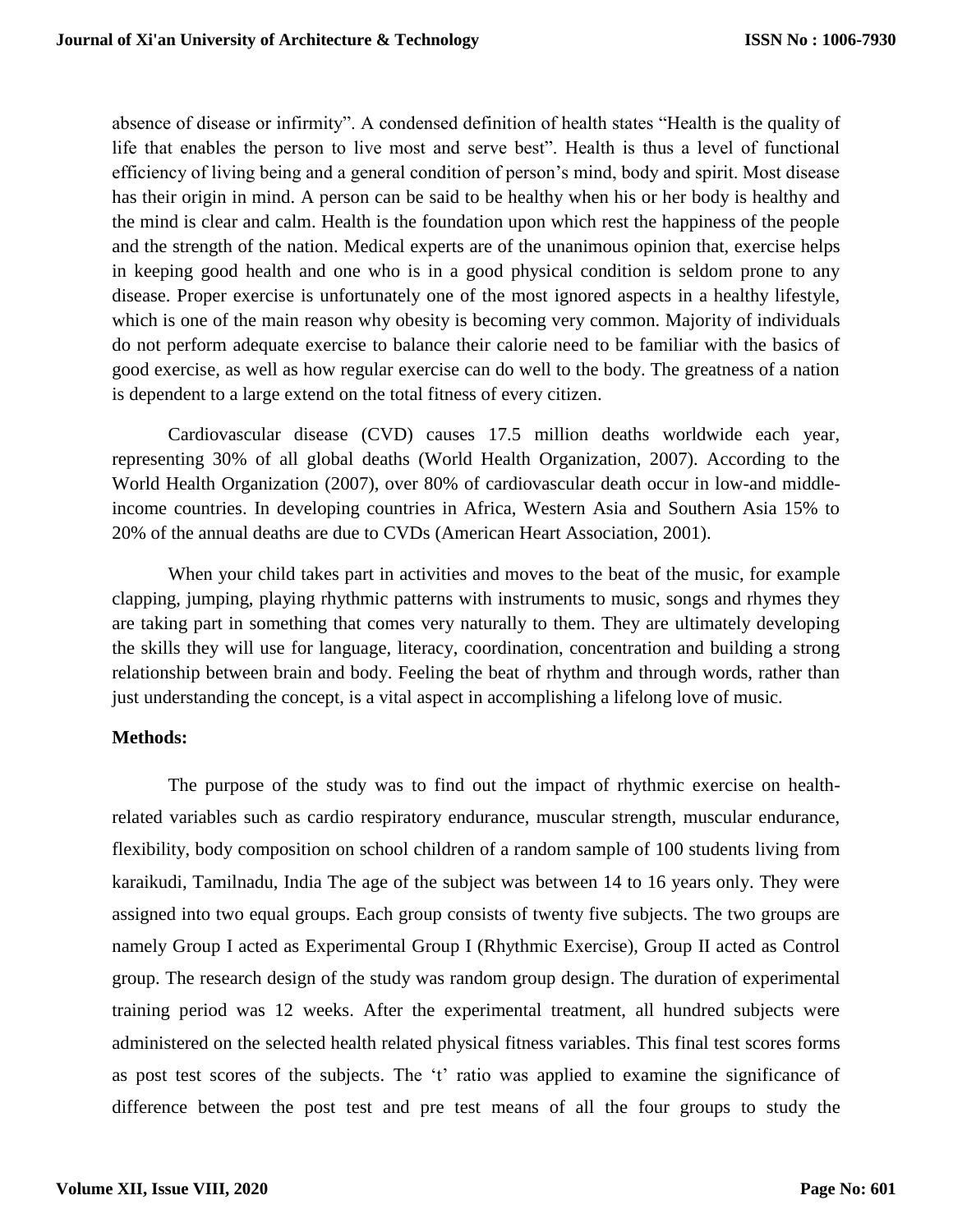absence of disease or infirmity". A condensed definition of health states "Health is the quality of life that enables the person to live most and serve best". Health is thus a level of functional efficiency of living being and a general condition of person's mind, body and spirit. Most disease has their origin in mind. A person can be said to be healthy when his or her body is healthy and the mind is clear and calm. Health is the foundation upon which rest the happiness of the people and the strength of the nation. Medical experts are of the unanimous opinion that, exercise helps in keeping good health and one who is in a good physical condition is seldom prone to any disease. Proper exercise is unfortunately one of the most ignored aspects in a healthy lifestyle, which is one of the main reason why obesity is becoming very common. Majority of individuals do not perform adequate exercise to balance their calorie need to be familiar with the basics of good exercise, as well as how regular exercise can do well to the body. The greatness of a nation is dependent to a large extend on the total fitness of every citizen.

Cardiovascular disease (CVD) causes 17.5 million deaths worldwide each year, representing 30% of all global deaths (World Health Organization, 2007). According to the World Health Organization (2007), over 80% of cardiovascular death occur in low-and middle-income countries. In developing countries in Africa, Western Asia and Southern Asia 15% to 20% of the annual deaths are due to CVDs (American Heart Association, 2001).

When your child takes part in activities and moves to the beat of the music, for example clapping, jumping, playing rhythmic patterns with instruments to music, songs and rhymes they are taking part in something that comes very naturally to them. They are ultimately developing the skills they will use for language, literacy, coordination, concentration and building a strong relationship between brain and body. Feeling the beat of rhythm and through words, rather than just understanding the concept, is a vital aspect in accomplishing a lifelong love of music.

**Methods:**

The purpose of the study was to find out the impact of rhythmic exercise on health-related variables such as cardio respiratory endurance, muscular strength, muscular endurance, flexibility, body composition on school children of a random sample of 100 students living from karaikudi, Tamilnadu, India The age of the subject was between 14 to 16 years only. They were assigned into two equal groups. Each group consists of twenty five subjects. The two groups are namely Group I acted as Experimental Group I (Rhythmic Exercise), Group II acted as Control group. The research design of the study was random group design. The duration of experimental training period was 12 weeks. After the experimental treatment, all hundred subjects were administered on the selected health related physical fitness variables. This final test scores forms as post test scores of the subjects. The 't' ratio was applied to examine the significance of difference between the post test and pre test means of all the four groups to study the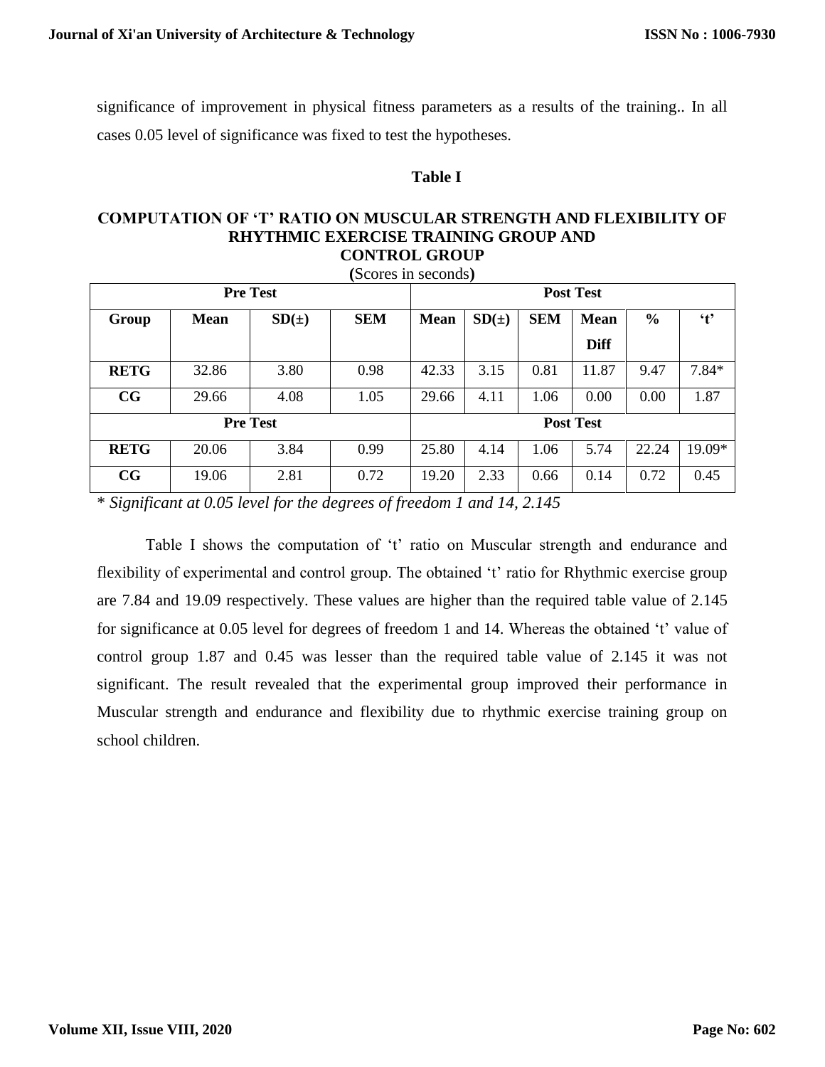significance of improvement in physical fitness parameters as a results of the training.. In all cases 0.05 level of significance was fixed to test the hypotheses.

**Table I**

**COMPUTATION OF 'T' RATIO ON MUSCULAR STRENGTH AND FLEXIBILITY OF RHYTHMIC EXERCISE TRAINING GROUP AND CONTROL GROUP**

**(**Scores in seconds**)**

| Pre Test | | | | Post Test | | | | | |
|---|---|---|---|---|---|---|---|---|---|
| **Group** | **Mean** | **SD(±)** | **SEM** | **Mean** | **SD(±)** | **SEM** | **Mean Diff** | **%** | **'t'** |
| **RETG** | 32.86 | 3.80 | 0.98 | 42.33 | 3.15 | 0.81 | 11.87 | 9.47 | 7.84* |
| **CG** | 29.66 | 4.08 | 1.05 | 29.66 | 4.11 | 1.06 | 0.00 | 0.00 | 1.87 |
| **Pre Test** | | | | **Post Test** | | | | | |
| **RETG** | 20.06 | 3.84 | 0.99 | 25.80 | 4.14 | 1.06 | 5.74 | 22.24 | 19.09* |
| **CG** | 19.06 | 2.81 | 0.72 | 19.20 | 2.33 | 0.66 | 0.14 | 0.72 | 0.45 |

\* *Significant at 0.05 level for the degrees of freedom 1 and 14, 2.145*

Table I shows the computation of 't' ratio on Muscular strength and endurance and flexibility of experimental and control group. The obtained 't' ratio for Rhythmic exercise group are 7.84 and 19.09 respectively. These values are higher than the required table value of 2.145 for significance at 0.05 level for degrees of freedom 1 and 14. Whereas the obtained 't' value of control group 1.87 and 0.45 was lesser than the required table value of 2.145 it was not significant. The result revealed that the experimental group improved their performance in Muscular strength and endurance and flexibility due to rhythmic exercise training group on school children.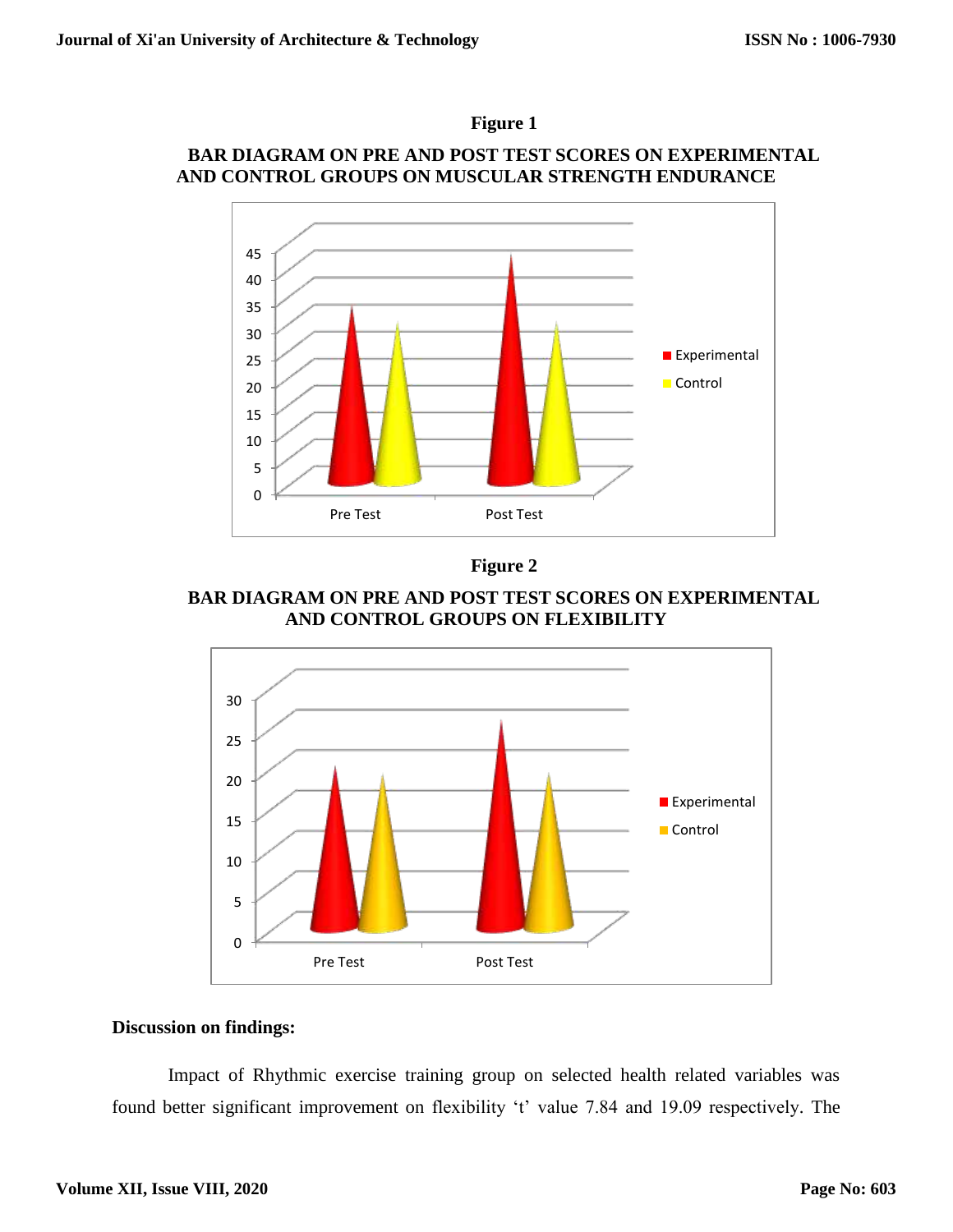**Figure 1**

**BAR DIAGRAM ON PRE AND POST TEST SCORES ON EXPERIMENTAL AND CONTROL GROUPS ON MUSCULAR STRENGTH ENDURANCE**

**Figure 2**

**BAR DIAGRAM ON PRE AND POST TEST SCORES ON EXPERIMENTAL AND CONTROL GROUPS ON FLEXIBILITY**

**Discussion on findings:**

Impact of Rhythmic exercise training group on selected health related variables was found better significant improvement on flexibility 't' value 7.84 and 19.09 respectively. The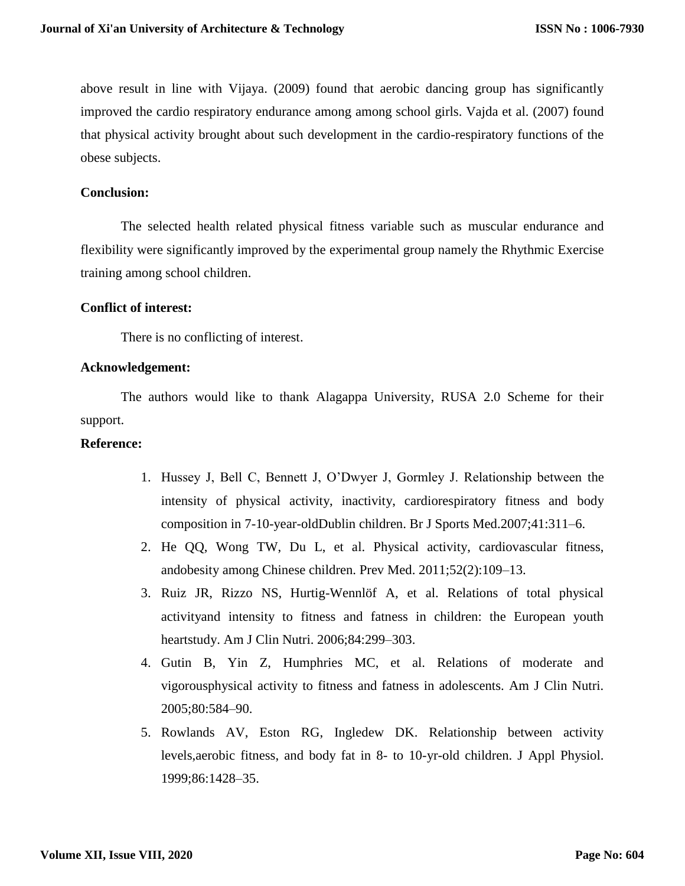above result in line with Vijaya. (2009) found that aerobic dancing group has significantly improved the cardio respiratory endurance among among school girls. Vajda et al. (2007) found that physical activity brought about such development in the cardio-respiratory functions of the obese subjects.

**Conclusion:**

The selected health related physical fitness variable such as muscular endurance and flexibility were significantly improved by the experimental group namely the Rhythmic Exercise training among school children.

**Conflict of interest:**

There is no conflicting of interest.

**Acknowledgement:**

The authors would like to thank Alagappa University, RUSA 2.0 Scheme for their support.

**Reference:**

1. Hussey J, Bell C, Bennett J, O'Dwyer J, Gormley J. Relationship between the intensity of physical activity, inactivity, cardiorespiratory fitness and body composition in 7-10-year-oldDublin children. Br J Sports Med.2007;41:311–6.
2. He QQ, Wong TW, Du L, et al. Physical activity, cardiovascular fitness, andobesity among Chinese children. Prev Med. 2011;52(2):109–13.
3. Ruiz JR, Rizzo NS, Hurtig-Wennlöf A, et al. Relations of total physical activityand intensity to fitness and fatness in children: the European youth heartstudy. Am J Clin Nutri. 2006;84:299–303.
4. Gutin B, Yin Z, Humphries MC, et al. Relations of moderate and vigorousphysical activity to fitness and fatness in adolescents. Am J Clin Nutri. 2005;80:584–90.
5. Rowlands AV, Eston RG, Ingledew DK. Relationship between activity levels,aerobic fitness, and body fat in 8- to 10-yr-old children. J Appl Physiol. 1999;86:1428–35.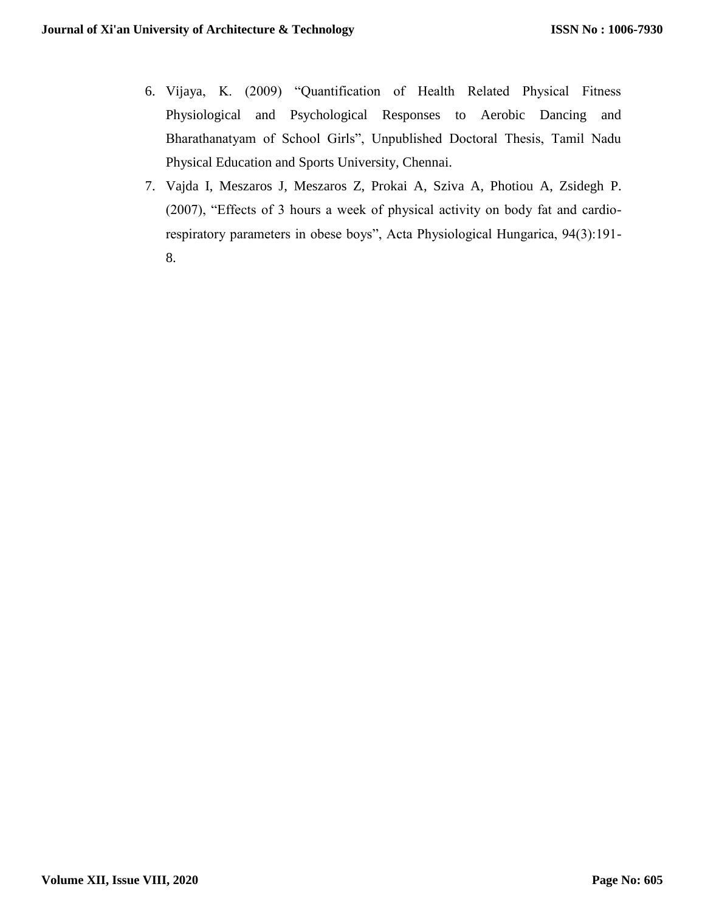6. Vijaya, K. (2009) “Quantification of Health Related Physical Fitness Physiological and Psychological Responses to Aerobic Dancing and Bharathanatyam of School Girls”, Unpublished Doctoral Thesis, Tamil Nadu Physical Education and Sports University, Chennai.
7. Vajda I, Meszaros J, Meszaros Z, Prokai A, Sziva A, Photiou A, Zsidegh P. (2007), “Effects of 3 hours a week of physical activity on body fat and cardio-respiratory parameters in obese boys”, Acta Physiological Hungarica, 94(3):191-8.